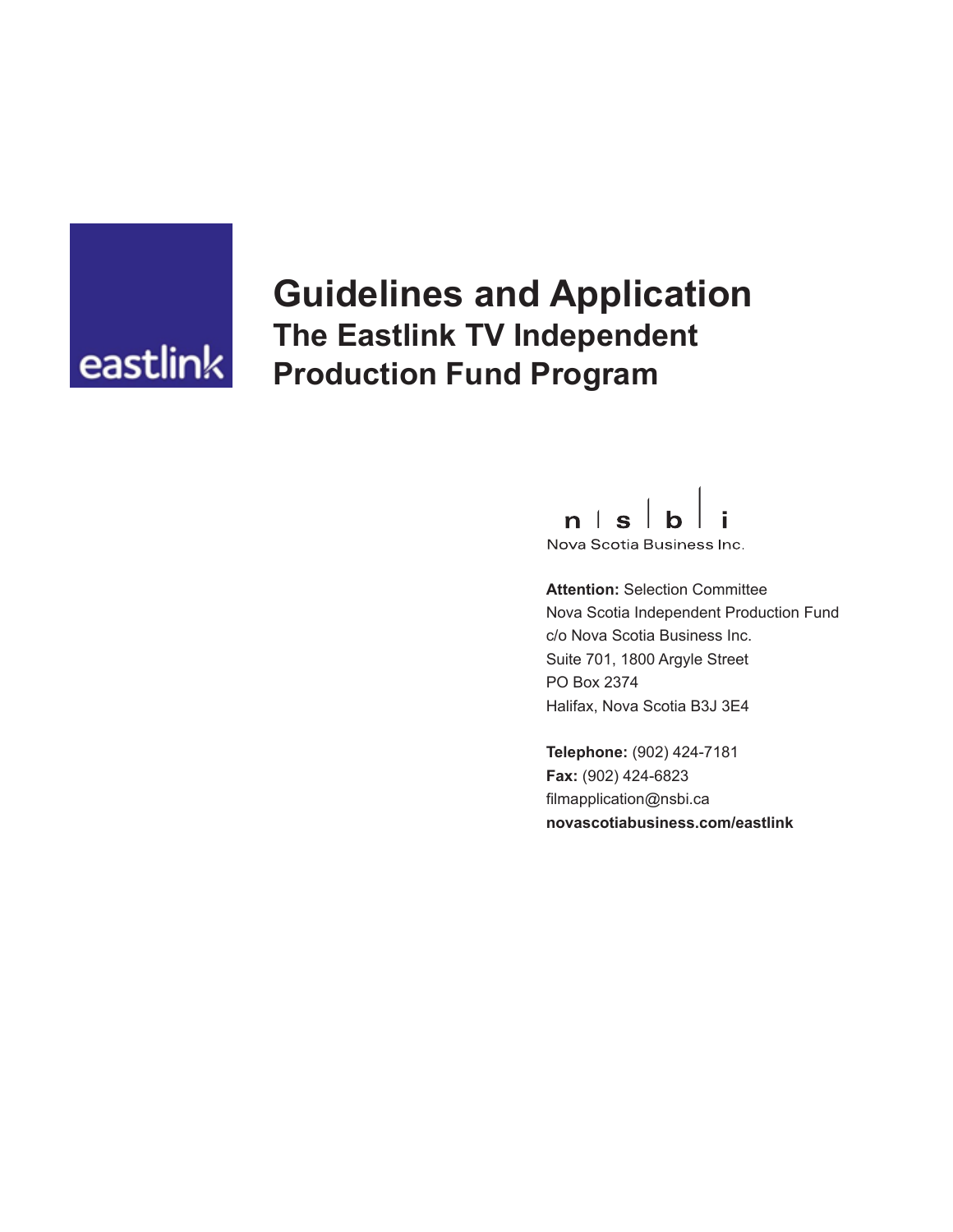eastlink

# Guidelines and Application

## The Eastlink TV Independent Production Fund Program

n | s | b | i

Nova Scotia Business Inc.

**Attention:** Selection Committee
Nova Scotia Independent Production Fund
c/o Nova Scotia Business Inc.
Suite 701, 1800 Argyle Street
PO Box 2374
Halifax, Nova Scotia B3J 3E4

**Telephone:** (902) 424-7181
**Fax:** (902) 424-6823
filmapplication@nsbi.ca
**novascotiabusiness.com/eastlink**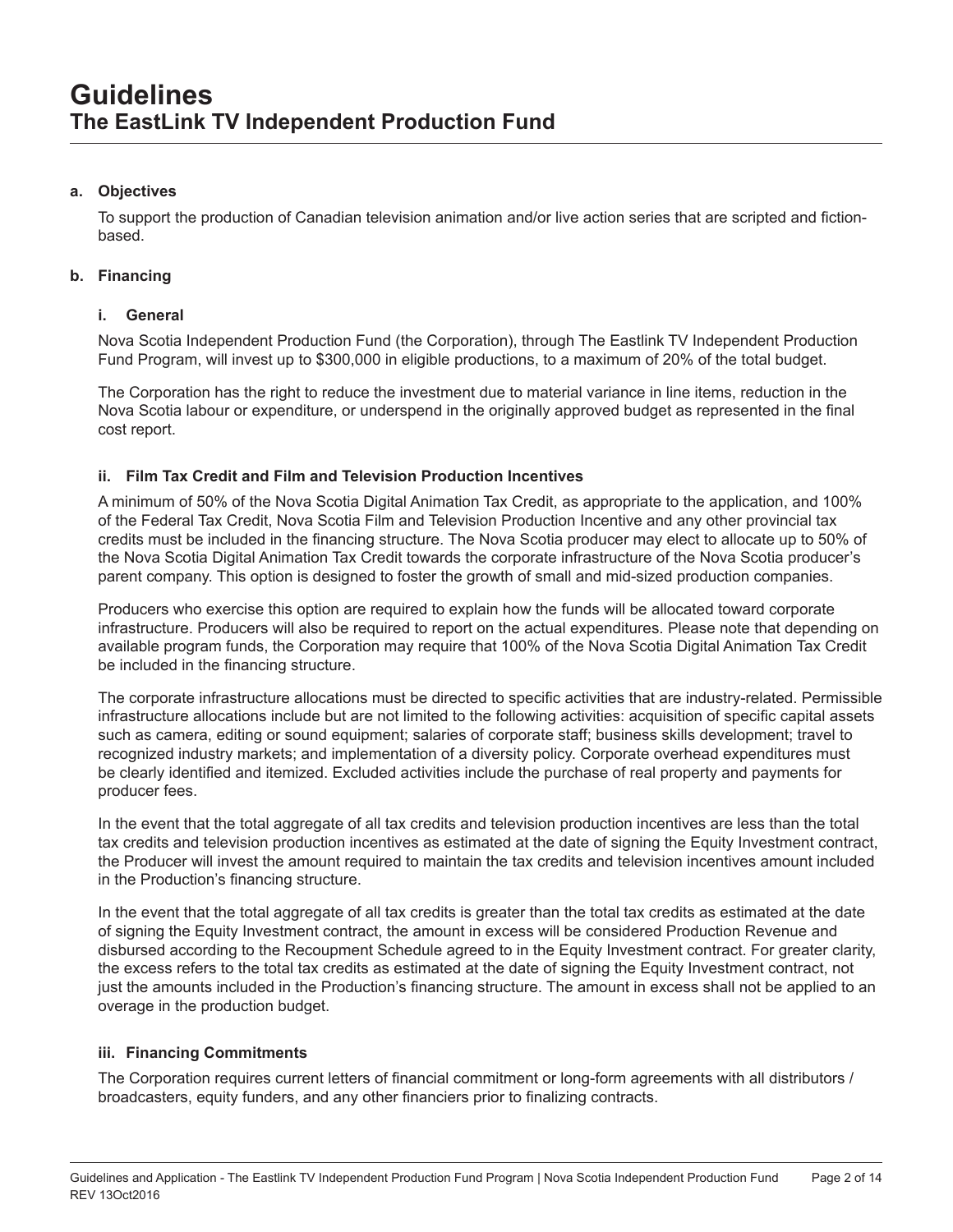# Guidelines
## The EastLink TV Independent Production Fund

### a. Objectives

To support the production of Canadian television animation and/or live action series that are scripted and fiction-based.

### b. Financing

#### i. General

Nova Scotia Independent Production Fund (the Corporation), through The Eastlink TV Independent Production Fund Program, will invest up to $300,000 in eligible productions, to a maximum of 20% of the total budget.

The Corporation has the right to reduce the investment due to material variance in line items, reduction in the Nova Scotia labour or expenditure, or underspend in the originally approved budget as represented in the final cost report.

#### ii. Film Tax Credit and Film and Television Production Incentives

A minimum of 50% of the Nova Scotia Digital Animation Tax Credit, as appropriate to the application, and 100% of the Federal Tax Credit, Nova Scotia Film and Television Production Incentive and any other provincial tax credits must be included in the financing structure. The Nova Scotia producer may elect to allocate up to 50% of the Nova Scotia Digital Animation Tax Credit towards the corporate infrastructure of the Nova Scotia producer's parent company. This option is designed to foster the growth of small and mid-sized production companies.

Producers who exercise this option are required to explain how the funds will be allocated toward corporate infrastructure. Producers will also be required to report on the actual expenditures. Please note that depending on available program funds, the Corporation may require that 100% of the Nova Scotia Digital Animation Tax Credit be included in the financing structure.

The corporate infrastructure allocations must be directed to specific activities that are industry-related. Permissible infrastructure allocations include but are not limited to the following activities: acquisition of specific capital assets such as camera, editing or sound equipment; salaries of corporate staff; business skills development; travel to recognized industry markets; and implementation of a diversity policy. Corporate overhead expenditures must be clearly identified and itemized. Excluded activities include the purchase of real property and payments for producer fees.

In the event that the total aggregate of all tax credits and television production incentives are less than the total tax credits and television production incentives as estimated at the date of signing the Equity Investment contract, the Producer will invest the amount required to maintain the tax credits and television incentives amount included in the Production's financing structure.

In the event that the total aggregate of all tax credits is greater than the total tax credits as estimated at the date of signing the Equity Investment contract, the amount in excess will be considered Production Revenue and disbursed according to the Recoupment Schedule agreed to in the Equity Investment contract. For greater clarity, the excess refers to the total tax credits as estimated at the date of signing the Equity Investment contract, not just the amounts included in the Production's financing structure. The amount in excess shall not be applied to an overage in the production budget.

#### iii. Financing Commitments

The Corporation requires current letters of financial commitment or long-form agreements with all distributors / broadcasters, equity funders, and any other financiers prior to finalizing contracts.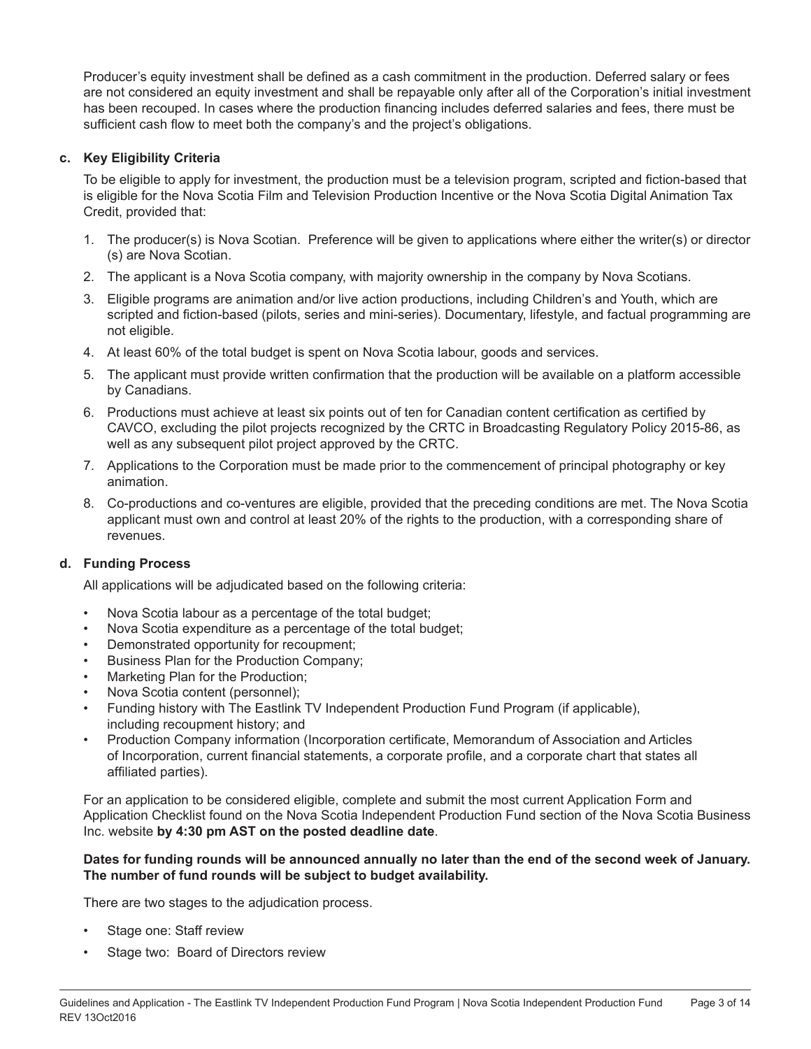Producer's equity investment shall be defined as a cash commitment in the production. Deferred salary or fees are not considered an equity investment and shall be repayable only after all of the Corporation's initial investment has been recouped. In cases where the production financing includes deferred salaries and fees, there must be sufficient cash flow to meet both the company's and the project's obligations.

### c. Key Eligibility Criteria

To be eligible to apply for investment, the production must be a television program, scripted and fiction-based that is eligible for the Nova Scotia Film and Television Production Incentive or the Nova Scotia Digital Animation Tax Credit, provided that:

1. The producer(s) is Nova Scotian. Preference will be given to applications where either the writer(s) or director (s) are Nova Scotian.
2. The applicant is a Nova Scotia company, with majority ownership in the company by Nova Scotians.
3. Eligible programs are animation and/or live action productions, including Children's and Youth, which are scripted and fiction-based (pilots, series and mini-series). Documentary, lifestyle, and factual programming are not eligible.
4. At least 60% of the total budget is spent on Nova Scotia labour, goods and services.
5. The applicant must provide written confirmation that the production will be available on a platform accessible by Canadians.
6. Productions must achieve at least six points out of ten for Canadian content certification as certified by CAVCO, excluding the pilot projects recognized by the CRTC in Broadcasting Regulatory Policy 2015-86, as well as any subsequent pilot project approved by the CRTC.
7. Applications to the Corporation must be made prior to the commencement of principal photography or key animation.
8. Co-productions and co-ventures are eligible, provided that the preceding conditions are met. The Nova Scotia applicant must own and control at least 20% of the rights to the production, with a corresponding share of revenues.

### d. Funding Process

All applications will be adjudicated based on the following criteria:

- Nova Scotia labour as a percentage of the total budget;
- Nova Scotia expenditure as a percentage of the total budget;
- Demonstrated opportunity for recoupment;
- Business Plan for the Production Company;
- Marketing Plan for the Production;
- Nova Scotia content (personnel);
- Funding history with The Eastlink TV Independent Production Fund Program (if applicable), including recoupment history; and
- Production Company information (Incorporation certificate, Memorandum of Association and Articles of Incorporation, current financial statements, a corporate profile, and a corporate chart that states all affiliated parties).

For an application to be considered eligible, complete and submit the most current Application Form and Application Checklist found on the Nova Scotia Independent Production Fund section of the Nova Scotia Business Inc. website **by 4:30 pm AST on the posted deadline date**.

**Dates for funding rounds will be announced annually no later than the end of the second week of January. The number of fund rounds will be subject to budget availability.**

There are two stages to the adjudication process.

- Stage one: Staff review
- Stage two: Board of Directors review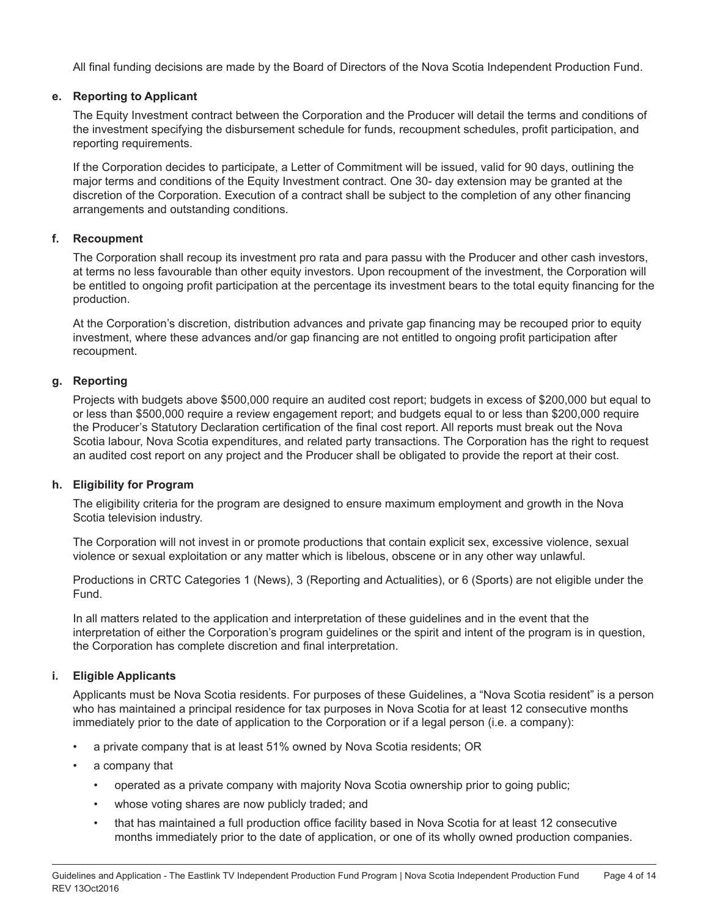All final funding decisions are made by the Board of Directors of the Nova Scotia Independent Production Fund.

### e. Reporting to Applicant

The Equity Investment contract between the Corporation and the Producer will detail the terms and conditions of the investment specifying the disbursement schedule for funds, recoupment schedules, profit participation, and reporting requirements.

If the Corporation decides to participate, a Letter of Commitment will be issued, valid for 90 days, outlining the major terms and conditions of the Equity Investment contract. One 30- day extension may be granted at the discretion of the Corporation. Execution of a contract shall be subject to the completion of any other financing arrangements and outstanding conditions.

### f. Recoupment

The Corporation shall recoup its investment pro rata and para passu with the Producer and other cash investors, at terms no less favourable than other equity investors. Upon recoupment of the investment, the Corporation will be entitled to ongoing profit participation at the percentage its investment bears to the total equity financing for the production.

At the Corporation's discretion, distribution advances and private gap financing may be recouped prior to equity investment, where these advances and/or gap financing are not entitled to ongoing profit participation after recoupment.

### g. Reporting

Projects with budgets above $500,000 require an audited cost report; budgets in excess of $200,000 but equal to or less than $500,000 require a review engagement report; and budgets equal to or less than $200,000 require the Producer's Statutory Declaration certification of the final cost report. All reports must break out the Nova Scotia labour, Nova Scotia expenditures, and related party transactions. The Corporation has the right to request an audited cost report on any project and the Producer shall be obligated to provide the report at their cost.

### h. Eligibility for Program

The eligibility criteria for the program are designed to ensure maximum employment and growth in the Nova Scotia television industry.

The Corporation will not invest in or promote productions that contain explicit sex, excessive violence, sexual violence or sexual exploitation or any matter which is libelous, obscene or in any other way unlawful.

Productions in CRTC Categories 1 (News), 3 (Reporting and Actualities), or 6 (Sports) are not eligible under the Fund.

In all matters related to the application and interpretation of these guidelines and in the event that the interpretation of either the Corporation's program guidelines or the spirit and intent of the program is in question, the Corporation has complete discretion and final interpretation.

### i. Eligible Applicants

Applicants must be Nova Scotia residents. For purposes of these Guidelines, a "Nova Scotia resident" is a person who has maintained a principal residence for tax purposes in Nova Scotia for at least 12 consecutive months immediately prior to the date of application to the Corporation or if a legal person (i.e. a company):

- a private company that is at least 51% owned by Nova Scotia residents; OR
- a company that
  - operated as a private company with majority Nova Scotia ownership prior to going public;
  - whose voting shares are now publicly traded; and
  - that has maintained a full production office facility based in Nova Scotia for at least 12 consecutive months immediately prior to the date of application, or one of its wholly owned production companies.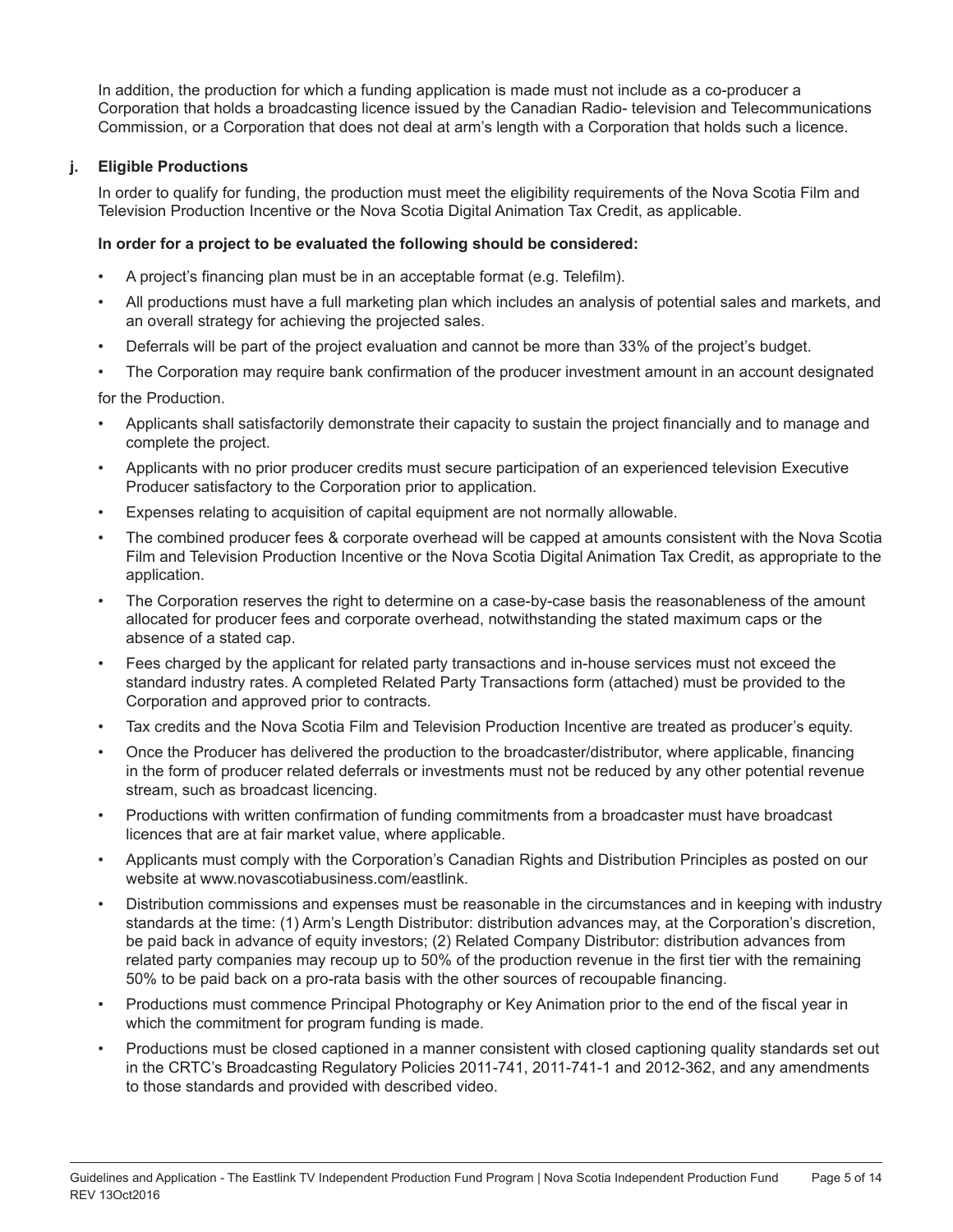In addition, the production for which a funding application is made must not include as a co-producer a Corporation that holds a broadcasting licence issued by the Canadian Radio- television and Telecommunications Commission, or a Corporation that does not deal at arm's length with a Corporation that holds such a licence.

**j. Eligible Productions**

In order to qualify for funding, the production must meet the eligibility requirements of the Nova Scotia Film and Television Production Incentive or the Nova Scotia Digital Animation Tax Credit, as applicable.

**In order for a project to be evaluated the following should be considered:**

- A project's financing plan must be in an acceptable format (e.g. Telefilm).
- All productions must have a full marketing plan which includes an analysis of potential sales and markets, and an overall strategy for achieving the projected sales.
- Deferrals will be part of the project evaluation and cannot be more than 33% of the project's budget.
- The Corporation may require bank confirmation of the producer investment amount in an account designated for the Production.
- Applicants shall satisfactorily demonstrate their capacity to sustain the project financially and to manage and complete the project.
- Applicants with no prior producer credits must secure participation of an experienced television Executive Producer satisfactory to the Corporation prior to application.
- Expenses relating to acquisition of capital equipment are not normally allowable.
- The combined producer fees & corporate overhead will be capped at amounts consistent with the Nova Scotia Film and Television Production Incentive or the Nova Scotia Digital Animation Tax Credit, as appropriate to the application.
- The Corporation reserves the right to determine on a case-by-case basis the reasonableness of the amount allocated for producer fees and corporate overhead, notwithstanding the stated maximum caps or the absence of a stated cap.
- Fees charged by the applicant for related party transactions and in-house services must not exceed the standard industry rates. A completed Related Party Transactions form (attached) must be provided to the Corporation and approved prior to contracts.
- Tax credits and the Nova Scotia Film and Television Production Incentive are treated as producer's equity.
- Once the Producer has delivered the production to the broadcaster/distributor, where applicable, financing in the form of producer related deferrals or investments must not be reduced by any other potential revenue stream, such as broadcast licencing.
- Productions with written confirmation of funding commitments from a broadcaster must have broadcast licences that are at fair market value, where applicable.
- Applicants must comply with the Corporation's Canadian Rights and Distribution Principles as posted on our website at www.novascotiabusiness.com/eastlink.
- Distribution commissions and expenses must be reasonable in the circumstances and in keeping with industry standards at the time: (1) Arm's Length Distributor: distribution advances may, at the Corporation's discretion, be paid back in advance of equity investors; (2) Related Company Distributor: distribution advances from related party companies may recoup up to 50% of the production revenue in the first tier with the remaining 50% to be paid back on a pro-rata basis with the other sources of recoupable financing.
- Productions must commence Principal Photography or Key Animation prior to the end of the fiscal year in which the commitment for program funding is made.
- Productions must be closed captioned in a manner consistent with closed captioning quality standards set out in the CRTC's Broadcasting Regulatory Policies 2011-741, 2011-741-1 and 2012-362, and any amendments to those standards and provided with described video.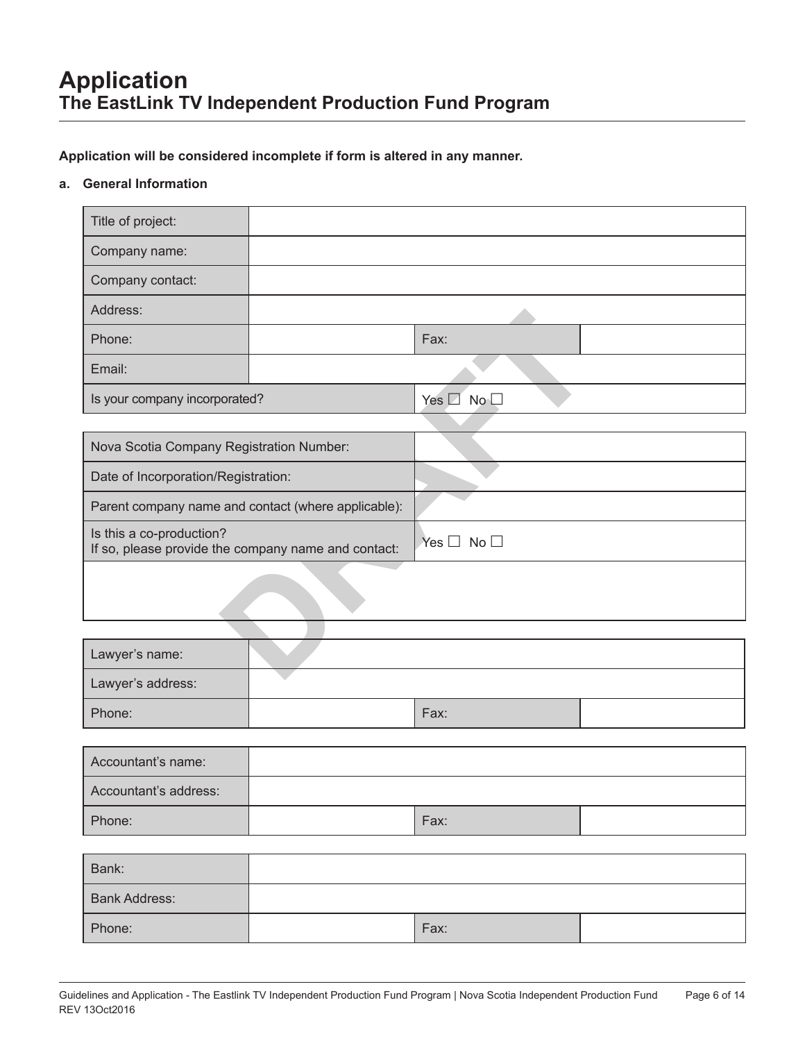# Application
## The EastLink TV Independent Production Fund Program

**Application will be considered incomplete if form is altered in any manner.**

**a. General Information**

| | | | |
|---|---|---|---|
| Title of project: | | | |
| Company name: | | | |
| Company contact: | | | |
| Address: | | | |
| Phone: | | Fax: | |
| Email: | | | |
| Is your company incorporated? | | Yes ☐ No ☐ | |

| | |
|---|---|
| Nova Scotia Company Registration Number: | |
| Date of Incorporation/Registration: | |
| Parent company name and contact (where applicable): | |
| Is this a co-production?<br>If so, please provide the company name and contact: | Yes ☐ No ☐ |
| | |

| | | | |
|---|---|---|---|
| Lawyer's name: | | | |
| Lawyer's address: | | | |
| Phone: | | Fax: | |

| | | | |
|---|---|---|---|
| Accountant's name: | | | |
| Accountant's address: | | | |
| Phone: | | Fax: | |

| | | | |
|---|---|---|---|
| Bank: | | | |
| Bank Address: | | | |
| Phone: | | Fax: | |

DRAFT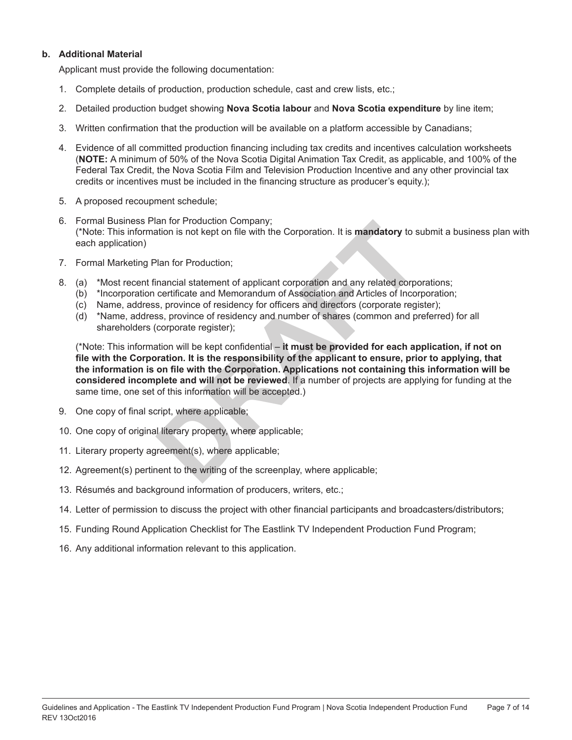### b. Additional Material

Applicant must provide the following documentation:

1. Complete details of production, production schedule, cast and crew lists, etc.;
2. Detailed production budget showing **Nova Scotia labour** and **Nova Scotia expenditure** by line item;
3. Written confirmation that the production will be available on a platform accessible by Canadians;
4. Evidence of all committed production financing including tax credits and incentives calculation worksheets (**NOTE:** A minimum of 50% of the Nova Scotia Digital Animation Tax Credit, as applicable, and 100% of the Federal Tax Credit, the Nova Scotia Film and Television Production Incentive and any other provincial tax credits or incentives must be included in the financing structure as producer's equity.);
5. A proposed recoupment schedule;
6. Formal Business Plan for Production Company;
   (*Note: This information is not kept on file with the Corporation. It is **mandatory** to submit a business plan with each application)
7. Formal Marketing Plan for Production;
8. (a) *Most recent financial statement of applicant corporation and any related corporations;
   (b) *Incorporation certificate and Memorandum of Association and Articles of Incorporation;
   (c) Name, address, province of residency for officers and directors (corporate register);
   (d) *Name, address, province of residency and number of shares (common and preferred) for all shareholders (corporate register);

   (*Note: This information will be kept confidential – **it must be provided for each application, if not on file with the Corporation. It is the responsibility of the applicant to ensure, prior to applying, that the information is on file with the Corporation. Applications not containing this information will be considered incomplete and will not be reviewed**. If a number of projects are applying for funding at the same time, one set of this information will be accepted.)
9. One copy of final script, where applicable;
10. One copy of original literary property, where applicable;
11. Literary property agreement(s), where applicable;
12. Agreement(s) pertinent to the writing of the screenplay, where applicable;
13. Résumés and background information of producers, writers, etc.;
14. Letter of permission to discuss the project with other financial participants and broadcasters/distributors;
15. Funding Round Application Checklist for The Eastlink TV Independent Production Fund Program;
16. Any additional information relevant to this application.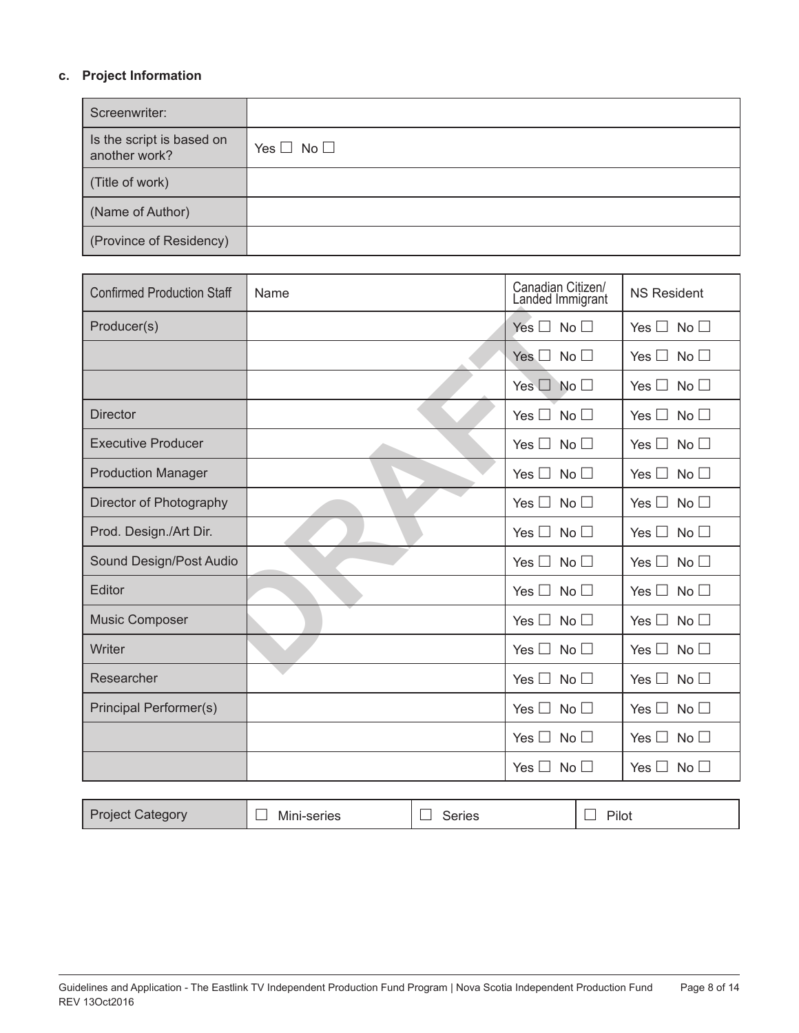### c. Project Information

| | |
|---|---|
| Screenwriter: | |
| Is the script is based on another work? | Yes ☐ No ☐ |
| (Title of work) | |
| (Name of Author) | |
| (Province of Residency) | |

| Confirmed Production Staff | Name | Canadian Citizen/ Landed Immigrant | NS Resident |
|---|---|---|---|
| Producer(s) | | Yes ☐ No ☐ | Yes ☐ No ☐ |
| | | Yes ☐ No ☐ | Yes ☐ No ☐ |
| | | Yes ☐ No ☐ | Yes ☐ No ☐ |
| Director | | Yes ☐ No ☐ | Yes ☐ No ☐ |
| Executive Producer | | Yes ☐ No ☐ | Yes ☐ No ☐ |
| Production Manager | | Yes ☐ No ☐ | Yes ☐ No ☐ |
| Director of Photography | | Yes ☐ No ☐ | Yes ☐ No ☐ |
| Prod. Design./Art Dir. | | Yes ☐ No ☐ | Yes ☐ No ☐ |
| Sound Design/Post Audio | | Yes ☐ No ☐ | Yes ☐ No ☐ |
| Editor | | Yes ☐ No ☐ | Yes ☐ No ☐ |
| Music Composer | | Yes ☐ No ☐ | Yes ☐ No ☐ |
| Writer | | Yes ☐ No ☐ | Yes ☐ No ☐ |
| Researcher | | Yes ☐ No ☐ | Yes ☐ No ☐ |
| Principal Performer(s) | | Yes ☐ No ☐ | Yes ☐ No ☐ |
| | | Yes ☐ No ☐ | Yes ☐ No ☐ |
| | | Yes ☐ No ☐ | Yes ☐ No ☐ |

| | | | |
|---|---|---|---|
| Project Category | ☐ Mini-series | ☐ Series | ☐ Pilot |

DRAFT

Guidelines and Application - The Eastlink TV Independent Production Fund Program | Nova Scotia Independent Production Fund
REV 13Oct2016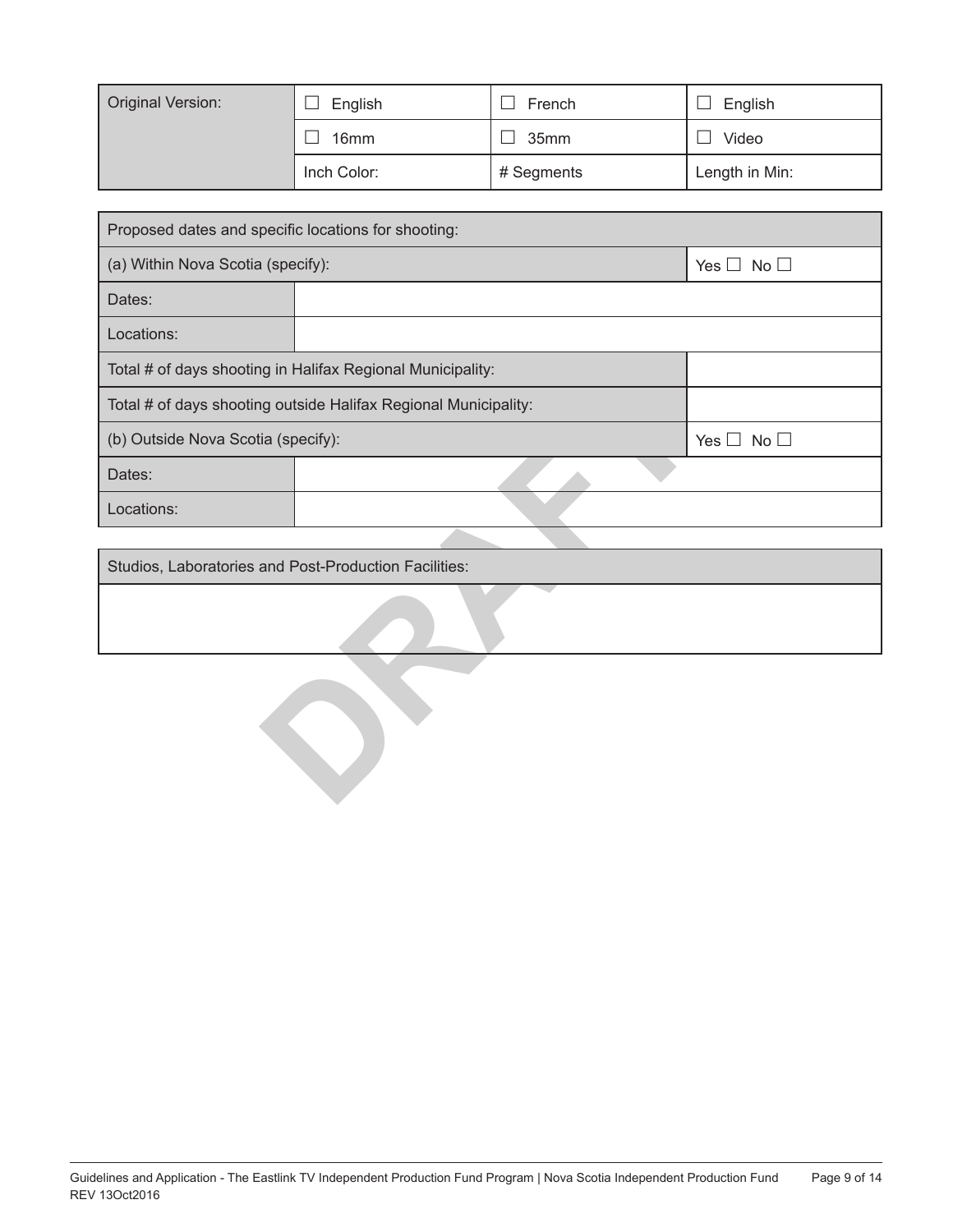| | | | |
|---|---|---|---|
| Original Version: | ☐ English | ☐ French | ☐ English |
| | ☐ 16mm | ☐ 35mm | ☐ Video |
| | Inch Color: | # Segments | Length in Min: |

| | | |
|---|---|---|
| Proposed dates and specific locations for shooting: | | |
| (a) Within Nova Scotia (specify): | | Yes ☐ No ☐ |
| Dates: | | |
| Locations: | | |
| Total # of days shooting in Halifax Regional Municipality: | | |
| Total # of days shooting outside Halifax Regional Municipality: | | |
| (b) Outside Nova Scotia (specify): | | Yes ☐ No ☐ |
| Dates: | | |
| Locations: | | |

| Studios, Laboratories and Post-Production Facilities: |
|---|
| |

DRAFT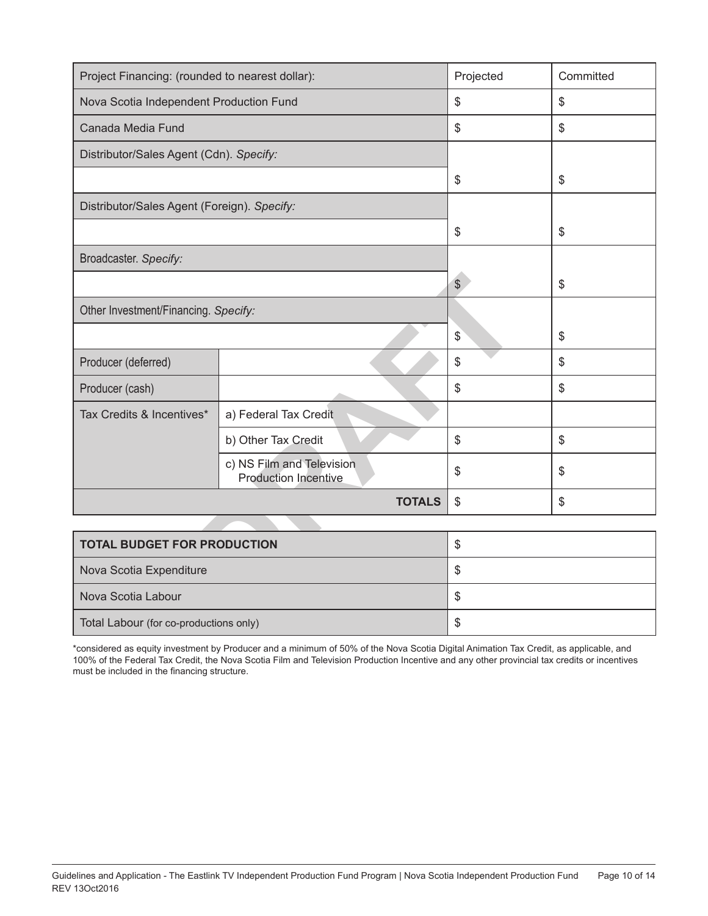| Project Financing: (rounded to nearest dollar): | | Projected | Committed |
|---|---|---|---|
| Nova Scotia Independent Production Fund | | $ | $ |
| Canada Media Fund | | $ | $ |
| Distributor/Sales Agent (Cdn). *Specify:* | | | |
| | | $ | $ |
| Distributor/Sales Agent (Foreign). *Specify:* | | | |
| | | $ | $ |
| Broadcaster. *Specify:* | | | |
| | | $ | $ |
| Other Investment/Financing. *Specify:* | | | |
| | | $ | $ |
| Producer (deferred) | | $ | $ |
| Producer (cash) | | $ | $ |
| Tax Credits & Incentives* | a) Federal Tax Credit | | |
| | b) Other Tax Credit | $ | $ |
| | c) NS Film and Television Production Incentive | $ | $ |
| | **TOTALS** | $ | $ |

| | |
|---|---|
| **TOTAL BUDGET FOR PRODUCTION** | $ |
| Nova Scotia Expenditure | $ |
| Nova Scotia Labour | $ |
| Total Labour (for co-productions only) | $ |

*considered as equity investment by Producer and a minimum of 50% of the Nova Scotia Digital Animation Tax Credit, as applicable, and 100% of the Federal Tax Credit, the Nova Scotia Film and Television Production Incentive and any other provincial tax credits or incentives must be included in the financing structure.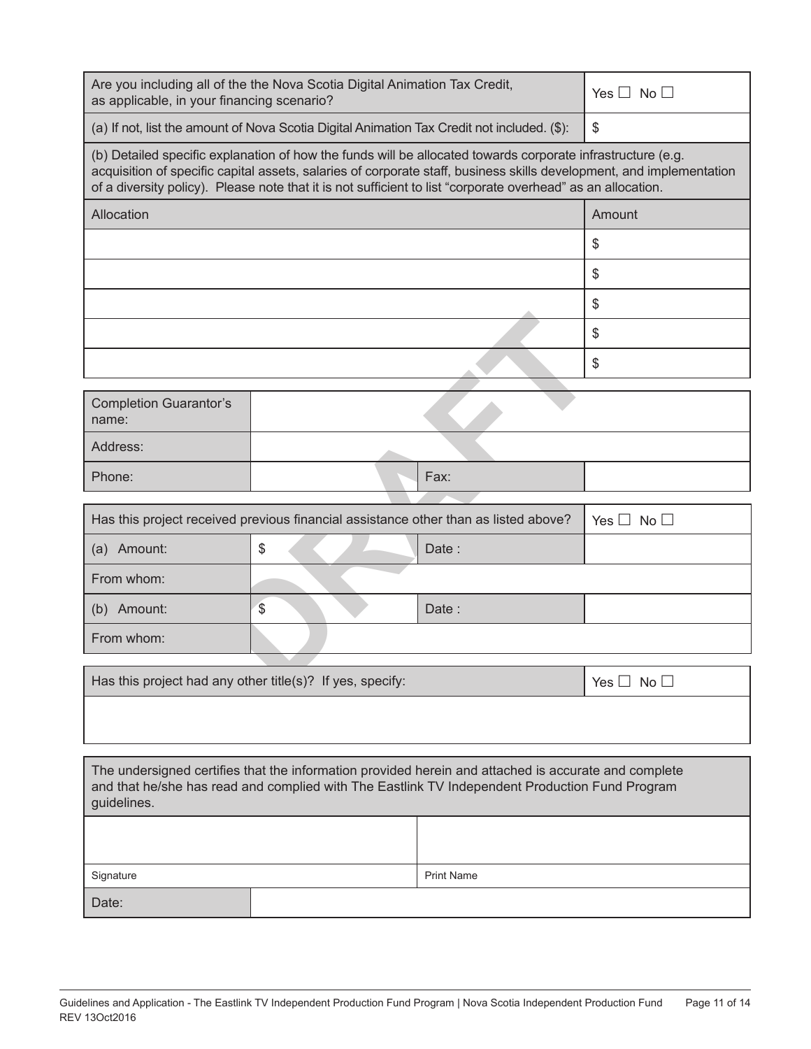| | |
|---|---|
| Are you including all of the the Nova Scotia Digital Animation Tax Credit, as applicable, in your financing scenario? | Yes ☐ No ☐ |
| (a) If not, list the amount of Nova Scotia Digital Animation Tax Credit not included. ($): | $ |

(b) Detailed specific explanation of how the funds will be allocated towards corporate infrastructure (e.g. acquisition of specific capital assets, salaries of corporate staff, business skills development, and implementation of a diversity policy). Please note that it is not sufficient to list "corporate overhead" as an allocation.

| Allocation | Amount |
|---|---|
| | $ |
| | $ |
| | $ |
| | $ |
| | $ |

| | | | |
|---|---|---|---|
| Completion Guarantor's name: | | | |
| Address: | | | |
| Phone: | | Fax: | |

| | | | |
|---|---|---|---|
| Has this project received previous financial assistance other than as listed above? | | | Yes ☐ No ☐ |
| (a) Amount: | $ | Date : | |
| From whom: | | | |
| (b) Amount: | $ | Date : | |
| From whom: | | | |

| | |
|---|---|
| Has this project had any other title(s)? If yes, specify: | Yes ☐ No ☐ |
| | |

The undersigned certifies that the information provided herein and attached is accurate and complete and that he/she has read and complied with The Eastlink TV Independent Production Fund Program guidelines.

| | |
|---|---|
| | |
| Signature | Print Name |
| Date: | |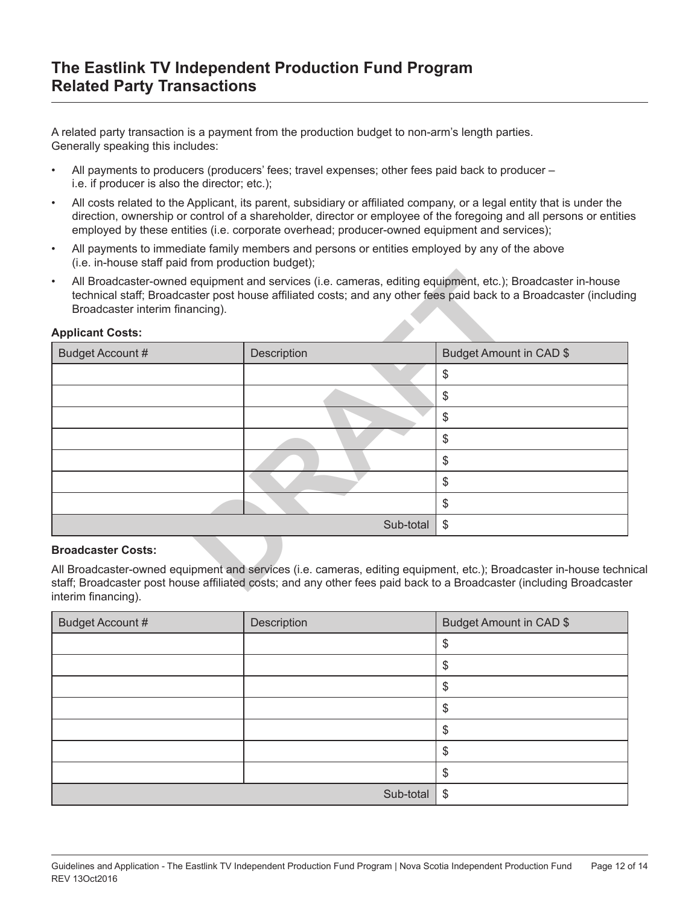# The Eastlink TV Independent Production Fund Program
# Related Party Transactions

A related party transaction is a payment from the production budget to non-arm's length parties. Generally speaking this includes:

- All payments to producers (producers' fees; travel expenses; other fees paid back to producer – i.e. if producer is also the director; etc.);
- All costs related to the Applicant, its parent, subsidiary or affiliated company, or a legal entity that is under the direction, ownership or control of a shareholder, director or employee of the foregoing and all persons or entities employed by these entities (i.e. corporate overhead; producer-owned equipment and services);
- All payments to immediate family members and persons or entities employed by any of the above (i.e. in-house staff paid from production budget);
- All Broadcaster-owned equipment and services (i.e. cameras, editing equipment, etc.); Broadcaster in-house technical staff; Broadcaster post house affiliated costs; and any other fees paid back to a Broadcaster (including Broadcaster interim financing).

**Applicant Costs:**

| Budget Account # | Description | Budget Amount in CAD $ |
|---|---|---|
| | | $ |
| | | $ |
| | | $ |
| | | $ |
| | | $ |
| | | $ |
| | | $ |
| | Sub-total | $ |

**Broadcaster Costs:**

All Broadcaster-owned equipment and services (i.e. cameras, editing equipment, etc.); Broadcaster in-house technical staff; Broadcaster post house affiliated costs; and any other fees paid back to a Broadcaster (including Broadcaster interim financing).

| Budget Account # | Description | Budget Amount in CAD $ |
|---|---|---|
| | | $ |
| | | $ |
| | | $ |
| | | $ |
| | | $ |
| | | $ |
| | | $ |
| | Sub-total | $ |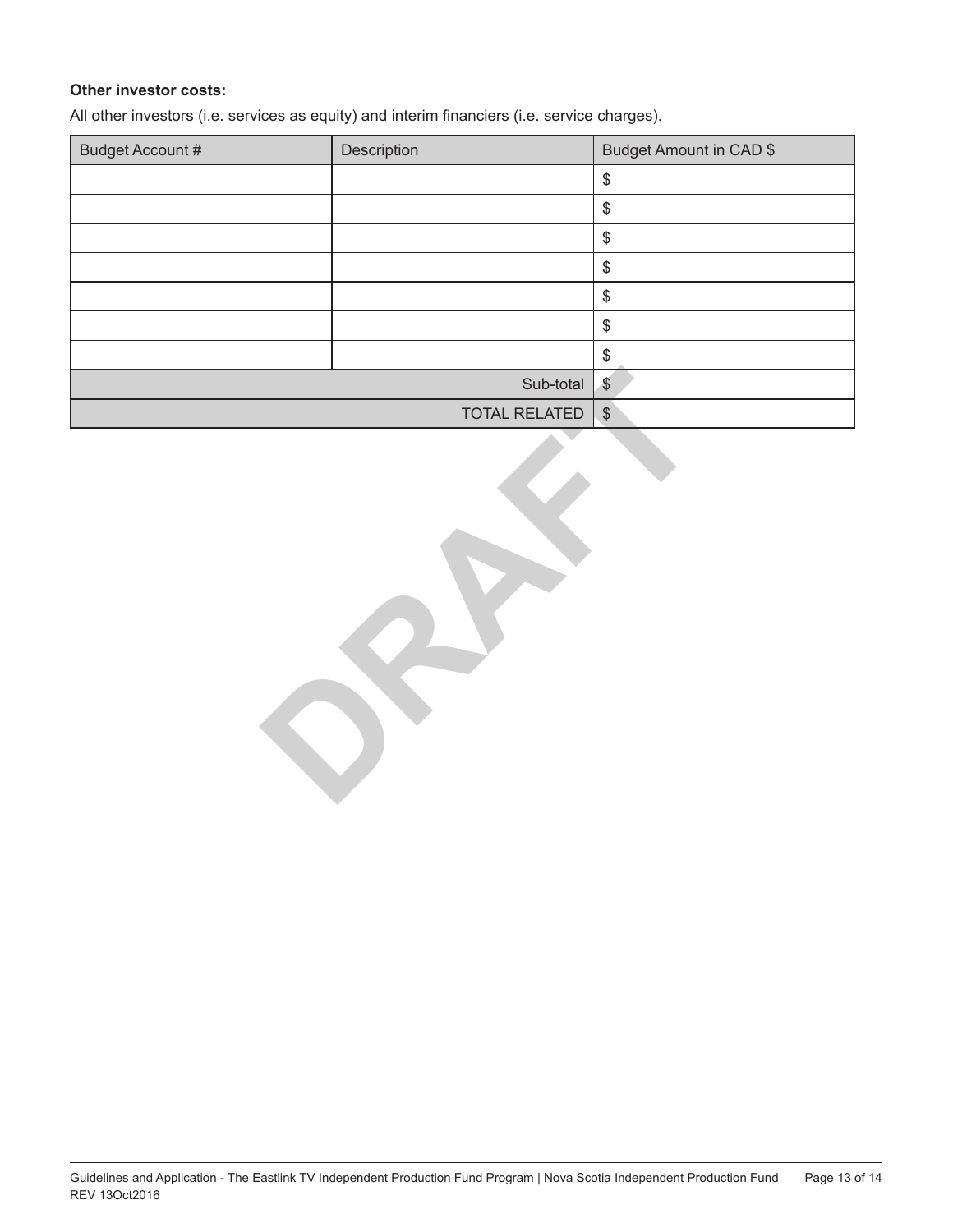**Other investor costs:**

All other investors (i.e. services as equity) and interim financiers (i.e. service charges).

| Budget Account # | Description | Budget Amount in CAD $ |
|---|---|---|
| | | $ |
| | | $ |
| | | $ |
| | | $ |
| | | $ |
| | | $ |
| | | $ |
| | Sub-total | $ |
| | TOTAL RELATED | $ |

DRAFT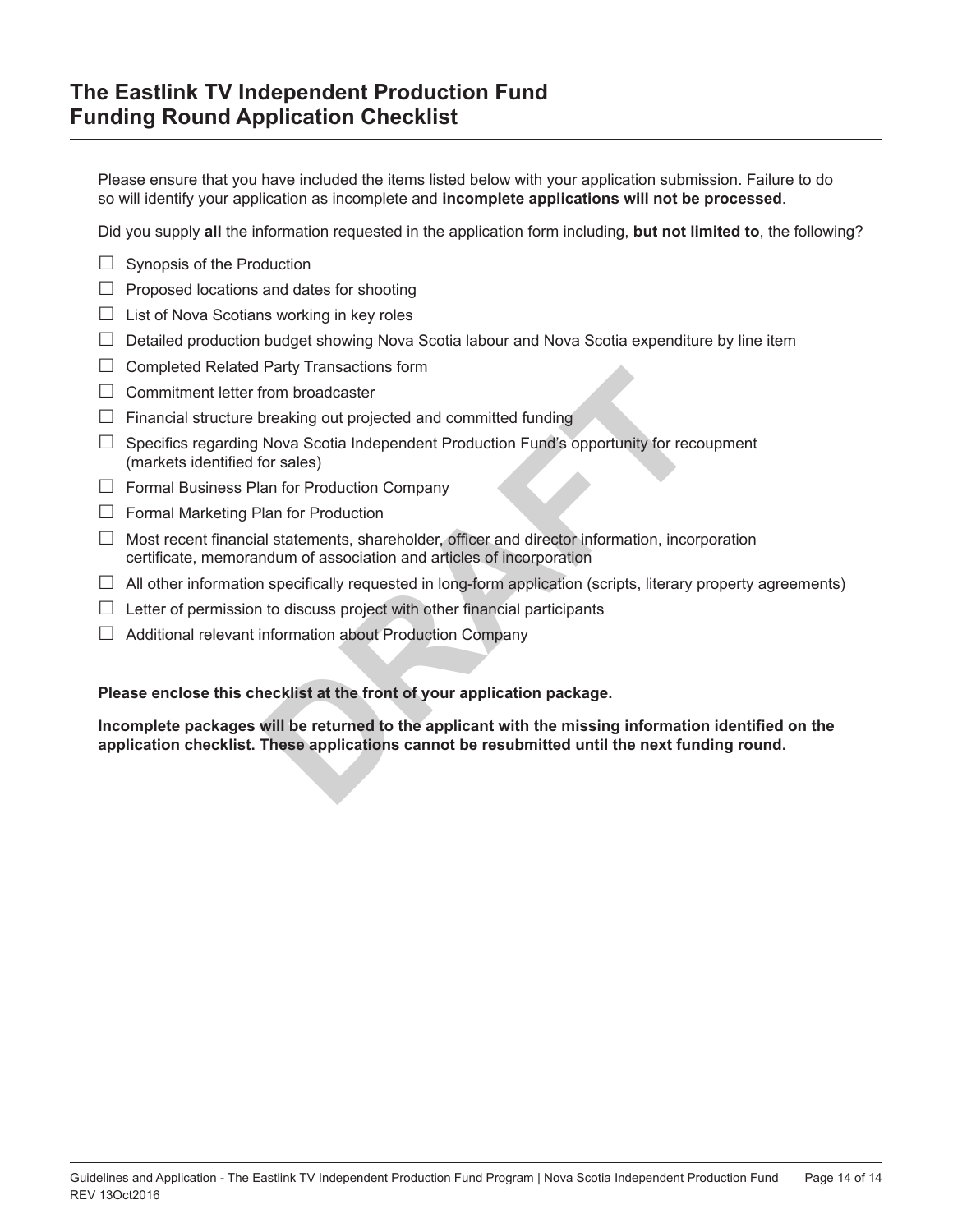# The Eastlink TV Independent Production Fund
# Funding Round Application Checklist

Please ensure that you have included the items listed below with your application submission. Failure to do so will identify your application as incomplete and **incomplete applications will not be processed**.

Did you supply **all** the information requested in the application form including, **but not limited to**, the following?

- ☐ Synopsis of the Production
- ☐ Proposed locations and dates for shooting
- ☐ List of Nova Scotians working in key roles
- ☐ Detailed production budget showing Nova Scotia labour and Nova Scotia expenditure by line item
- ☐ Completed Related Party Transactions form
- ☐ Commitment letter from broadcaster
- ☐ Financial structure breaking out projected and committed funding
- ☐ Specifics regarding Nova Scotia Independent Production Fund's opportunity for recoupment (markets identified for sales)
- ☐ Formal Business Plan for Production Company
- ☐ Formal Marketing Plan for Production
- ☐ Most recent financial statements, shareholder, officer and director information, incorporation certificate, memorandum of association and articles of incorporation
- ☐ All other information specifically requested in long-form application (scripts, literary property agreements)
- ☐ Letter of permission to discuss project with other financial participants
- ☐ Additional relevant information about Production Company

**Please enclose this checklist at the front of your application package.**

**Incomplete packages will be returned to the applicant with the missing information identified on the application checklist. These applications cannot be resubmitted until the next funding round.**